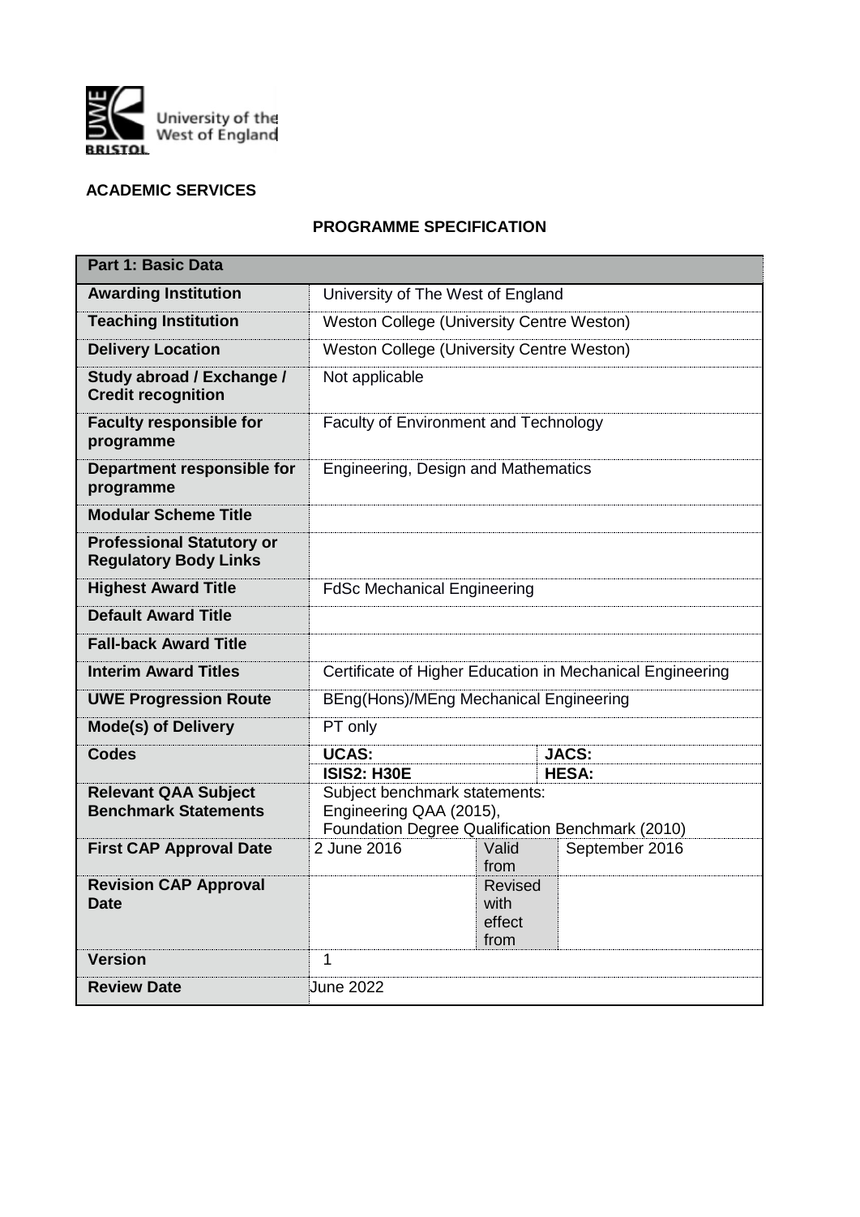University of the West of England
BRISTOL

**ACADEMIC SERVICES**

## PROGRAMME SPECIFICATION

| Part 1: Basic Data | | | |
|---|---|---|---|
| **Awarding Institution** | University of The West of England | | |
| **Teaching Institution** | Weston College (University Centre Weston) | | |
| **Delivery Location** | Weston College (University Centre Weston) | | |
| **Study abroad / Exchange / Credit recognition** | Not applicable | | |
| **Faculty responsible for programme** | Faculty of Environment and Technology | | |
| **Department responsible for programme** | Engineering, Design and Mathematics | | |
| **Modular Scheme Title** | | | |
| **Professional Statutory or Regulatory Body Links** | | | |
| **Highest Award Title** | FdSc Mechanical Engineering | | |
| **Default Award Title** | | | |
| **Fall-back Award Title** | | | |
| **Interim Award Titles** | Certificate of Higher Education in Mechanical Engineering | | |
| **UWE Progression Route** | BEng(Hons)/MEng Mechanical Engineering | | |
| **Mode(s) of Delivery** | PT only | | |
| **Codes** | **UCAS:** | | **JACS:** |
| | **ISIS2: H30E** | | **HESA:** |
| **Relevant QAA Subject Benchmark Statements** | Subject benchmark statements: Engineering QAA (2015), Foundation Degree Qualification Benchmark (2010) | | |
| **First CAP Approval Date** | 2 June 2016 | Valid from | September 2016 |
| **Revision CAP Approval Date** | | Revised with effect from | |
| **Version** | 1 | | |
| **Review Date** | June 2022 | | |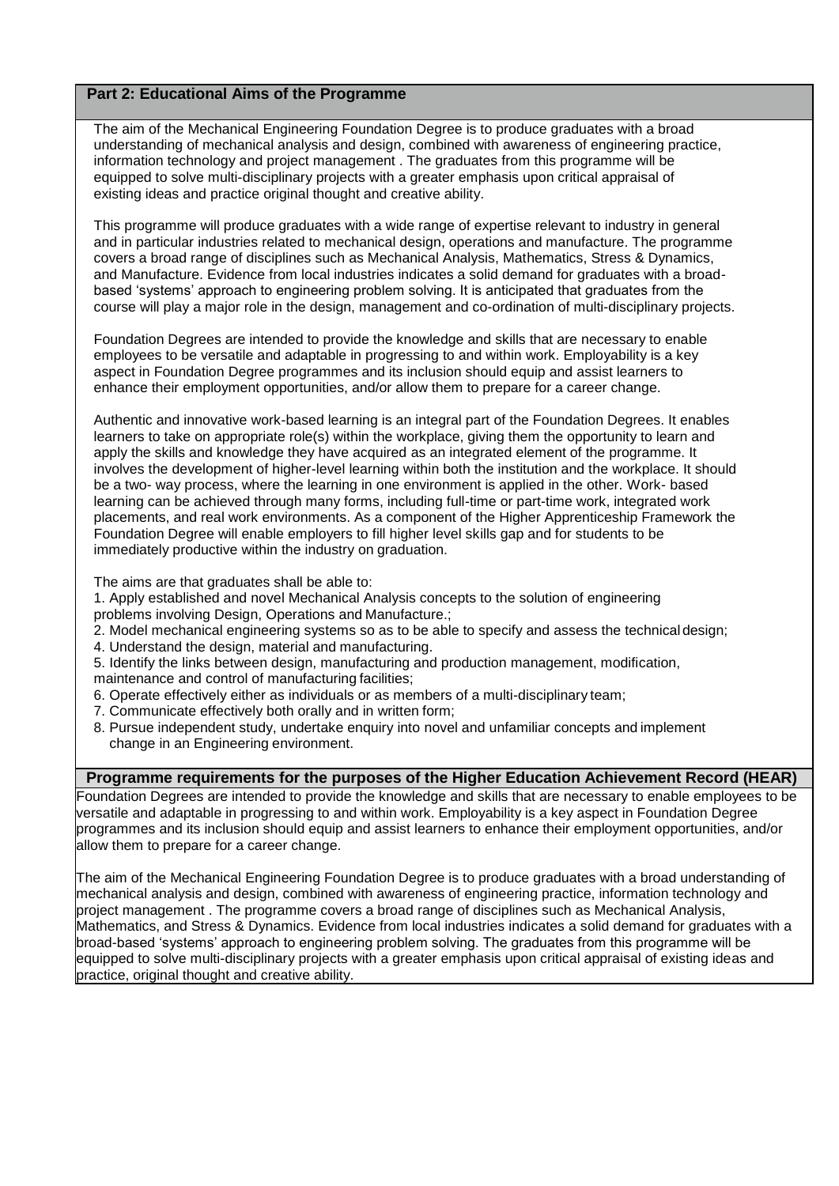## Part 2: Educational Aims of the Programme

The aim of the Mechanical Engineering Foundation Degree is to produce graduates with a broad understanding of mechanical analysis and design, combined with awareness of engineering practice, information technology and project management . The graduates from this programme will be equipped to solve multi-disciplinary projects with a greater emphasis upon critical appraisal of existing ideas and practice original thought and creative ability.

This programme will produce graduates with a wide range of expertise relevant to industry in general and in particular industries related to mechanical design, operations and manufacture. The programme covers a broad range of disciplines such as Mechanical Analysis, Mathematics, Stress & Dynamics, and Manufacture. Evidence from local industries indicates a solid demand for graduates with a broad-based 'systems' approach to engineering problem solving. It is anticipated that graduates from the course will play a major role in the design, management and co-ordination of multi-disciplinary projects.

Foundation Degrees are intended to provide the knowledge and skills that are necessary to enable employees to be versatile and adaptable in progressing to and within work. Employability is a key aspect in Foundation Degree programmes and its inclusion should equip and assist learners to enhance their employment opportunities, and/or allow them to prepare for a career change.

Authentic and innovative work-based learning is an integral part of the Foundation Degrees. It enables learners to take on appropriate role(s) within the workplace, giving them the opportunity to learn and apply the skills and knowledge they have acquired as an integrated element of the programme. It involves the development of higher-level learning within both the institution and the workplace. It should be a two- way process, where the learning in one environment is applied in the other. Work- based learning can be achieved through many forms, including full-time or part-time work, integrated work placements, and real work environments. As a component of the Higher Apprenticeship Framework the Foundation Degree will enable employers to fill higher level skills gap and for students to be immediately productive within the industry on graduation.

The aims are that graduates shall be able to:

1. Apply established and novel Mechanical Analysis concepts to the solution of engineering problems involving Design, Operations and Manufacture.;
2. Model mechanical engineering systems so as to be able to specify and assess the technical design;
4. Understand the design, material and manufacturing.
5. Identify the links between design, manufacturing and production management, modification, maintenance and control of manufacturing facilities;
6. Operate effectively either as individuals or as members of a multi-disciplinary team;
7. Communicate effectively both orally and in written form;
8. Pursue independent study, undertake enquiry into novel and unfamiliar concepts and implement change in an Engineering environment.

## Programme requirements for the purposes of the Higher Education Achievement Record (HEAR)

Foundation Degrees are intended to provide the knowledge and skills that are necessary to enable employees to be versatile and adaptable in progressing to and within work. Employability is a key aspect in Foundation Degree programmes and its inclusion should equip and assist learners to enhance their employment opportunities, and/or allow them to prepare for a career change.

The aim of the Mechanical Engineering Foundation Degree is to produce graduates with a broad understanding of mechanical analysis and design, combined with awareness of engineering practice, information technology and project management . The programme covers a broad range of disciplines such as Mechanical Analysis, Mathematics, and Stress & Dynamics. Evidence from local industries indicates a solid demand for graduates with a broad-based 'systems' approach to engineering problem solving. The graduates from this programme will be equipped to solve multi-disciplinary projects with a greater emphasis upon critical appraisal of existing ideas and practice, original thought and creative ability.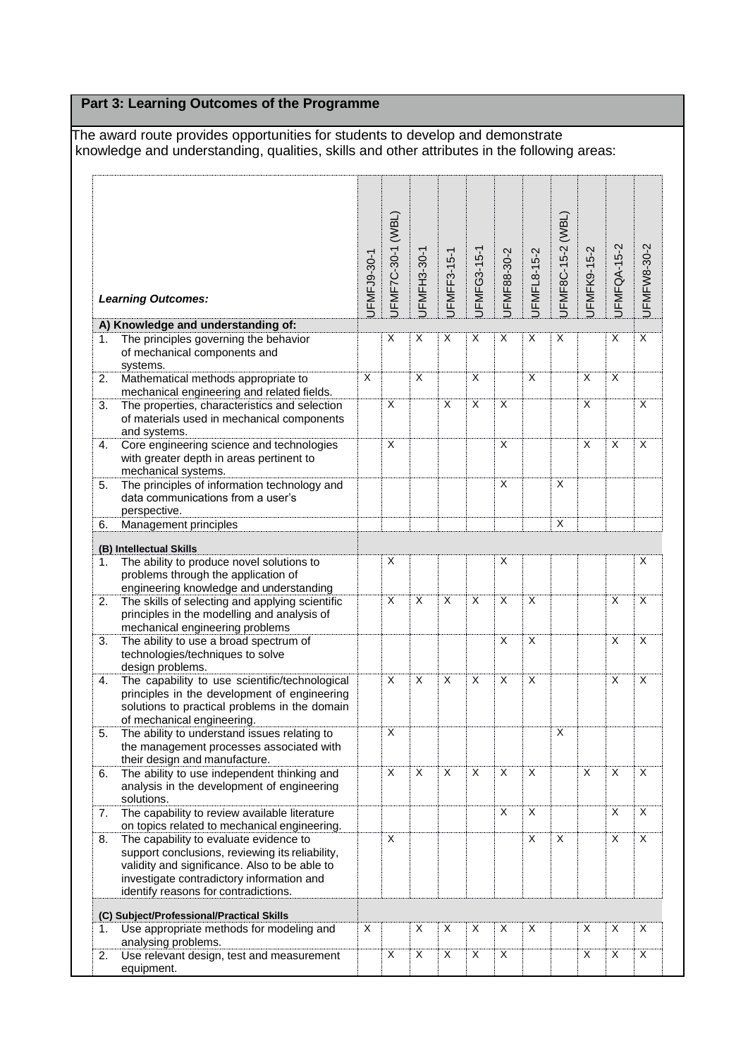## Part 3: Learning Outcomes of the Programme

The award route provides opportunities for students to develop and demonstrate knowledge and understanding, qualities, skills and other attributes in the following areas:

| *Learning Outcomes:* | UFMFJ9-30-1 | UFMF7C-30-1 (WBL) | UFMFH3-30-1 | UFMFF3-15-1 | UFMFG3-15-1 | UFMF88-30-2 | UFMFL8-15-2 | UFMF8C-15-2 (WBL) | UFMFK9-15-2 | UFMFQA-15-2 | UFMFW8-30-2 |
|---|---|---|---|---|---|---|---|---|---|---|---|
| **A) Knowledge and understanding of:** | | | | | | | | | | | |
| 1. The principles governing the behavior of mechanical components and systems. | | X | X | X | X | X | X | X | | X | X |
| 2. Mathematical methods appropriate to mechanical engineering and related fields. | X | | X | | X | | X | | X | X | |
| 3. The properties, characteristics and selection of materials used in mechanical components and systems. | | X | | X | X | X | | | X | | X |
| 4. Core engineering science and technologies with greater depth in areas pertinent to mechanical systems. | | X | | | | X | | | X | X | X |
| 5. The principles of information technology and data communications from a user's perspective. | | | | | | X | | X | | | |
| 6. Management principles | | | | | | | | X | | | |
| **(B) Intellectual Skills** | | | | | | | | | | | |
| 1. The ability to produce novel solutions to problems through the application of engineering knowledge and understanding | | X | | | | X | | | | | X |
| 2. The skills of selecting and applying scientific principles in the modelling and analysis of mechanical engineering problems | | X | X | X | X | X | X | | | X | X |
| 3. The ability to use a broad spectrum of technologies/techniques to solve design problems. | | | | | | X | X | | | X | X |
| 4. The capability to use scientific/technological principles in the development of engineering solutions to practical problems in the domain of mechanical engineering. | | X | X | X | X | X | X | | | X | X |
| 5. The ability to understand issues relating to the management processes associated with their design and manufacture. | | X | | | | | | X | | | |
| 6. The ability to use independent thinking and analysis in the development of engineering solutions. | | X | X | X | X | X | X | | X | X | X |
| 7. The capability to review available literature on topics related to mechanical engineering. | | | | | | X | X | | | X | X |
| 8. The capability to evaluate evidence to support conclusions, reviewing its reliability, validity and significance. Also to be able to investigate contradictory information and identify reasons for contradictions. | | X | | | | | X | X | | X | X |
| **(C) Subject/Professional/Practical Skills** | | | | | | | | | | | |
| 1. Use appropriate methods for modeling and analysing problems. | X | | X | X | X | X | X | | X | X | X |
| 2. Use relevant design, test and measurement equipment. | | X | X | X | X | X | | | X | X | X |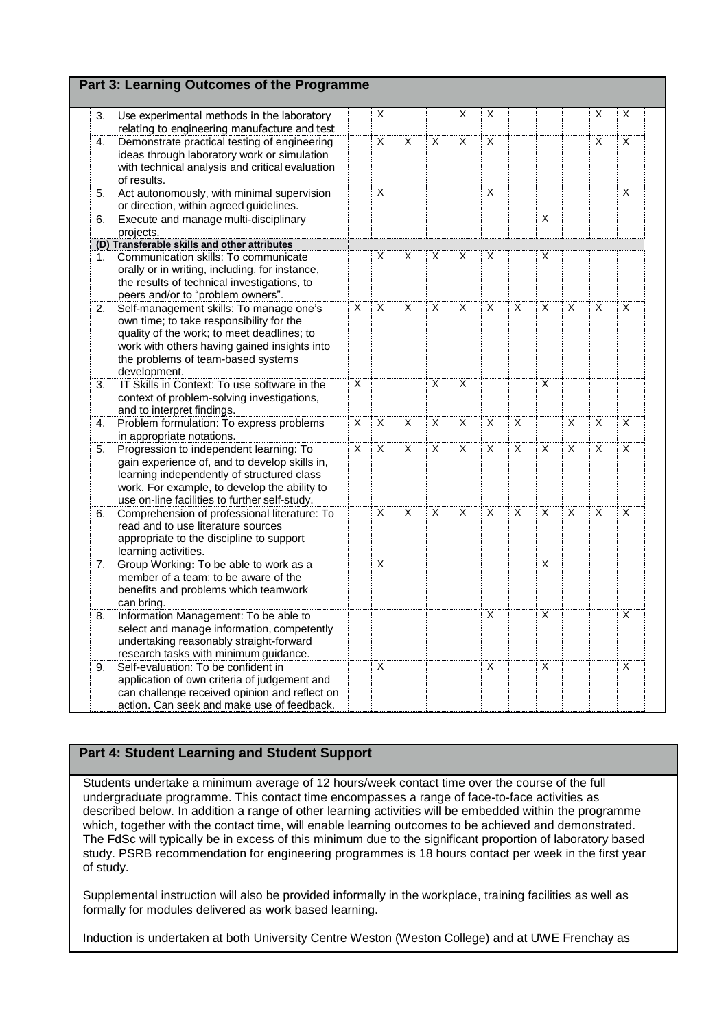## Part 3: Learning Outcomes of the Programme

| | | | | | | | | | | | |
|---|---|---|---|---|---|---|---|---|---|---|---|
| 3. Use experimental methods in the laboratory relating to engineering manufacture and test | | X | | | X | X | | | | X | X |
| 4. Demonstrate practical testing of engineering ideas through laboratory work or simulation with technical analysis and critical evaluation of results. | | X | X | X | X | X | | | | X | X |
| 5. Act autonomously, with minimal supervision or direction, within agreed guidelines. | | X | | | | X | | | | | X |
| 6. Execute and manage multi-disciplinary projects. | | | | | | | | X | | | |
| **(D) Transferable skills and other attributes** | | | | | | | | | | | |
| 1. Communication skills: To communicate orally or in writing, including, for instance, the results of technical investigations, to peers and/or to "problem owners". | | X | X | X | X | X | | X | | | |
| 2. Self-management skills: To manage one's own time; to take responsibility for the quality of the work; to meet deadlines; to work with others having gained insights into the problems of team-based systems development. | X | X | X | X | X | X | X | X | X | X | X |
| 3. IT Skills in Context: To use software in the context of problem-solving investigations, and to interpret findings. | X | | | X | X | | | X | | | |
| 4. Problem formulation: To express problems in appropriate notations. | X | X | X | X | X | X | X | | X | X | X |
| 5. Progression to independent learning: To gain experience of, and to develop skills in, learning independently of structured class work. For example, to develop the ability to use on-line facilities to further self-study. | X | X | X | X | X | X | X | X | X | X | X |
| 6. Comprehension of professional literature: To read and to use literature sources appropriate to the discipline to support learning activities. | | X | X | X | X | X | X | X | X | X | X |
| 7. Group Working**:** To be able to work as a member of a team; to be aware of the benefits and problems which teamwork can bring. | | X | | | | | | X | | | |
| 8. Information Management: To be able to select and manage information, competently undertaking reasonably straight-forward research tasks with minimum guidance. | | | | | | X | | X | | | X |
| 9. Self-evaluation: To be confident in application of own criteria of judgement and can challenge received opinion and reflect on action. Can seek and make use of feedback. | | X | | | | X | | X | | | X |

## Part 4: Student Learning and Student Support

Students undertake a minimum average of 12 hours/week contact time over the course of the full undergraduate programme. This contact time encompasses a range of face-to-face activities as described below. In addition a range of other learning activities will be embedded within the programme which, together with the contact time, will enable learning outcomes to be achieved and demonstrated. The FdSc will typically be in excess of this minimum due to the significant proportion of laboratory based study. PSRB recommendation for engineering programmes is 18 hours contact per week in the first year of study.

Supplemental instruction will also be provided informally in the workplace, training facilities as well as formally for modules delivered as work based learning.

Induction is undertaken at both University Centre Weston (Weston College) and at UWE Frenchay as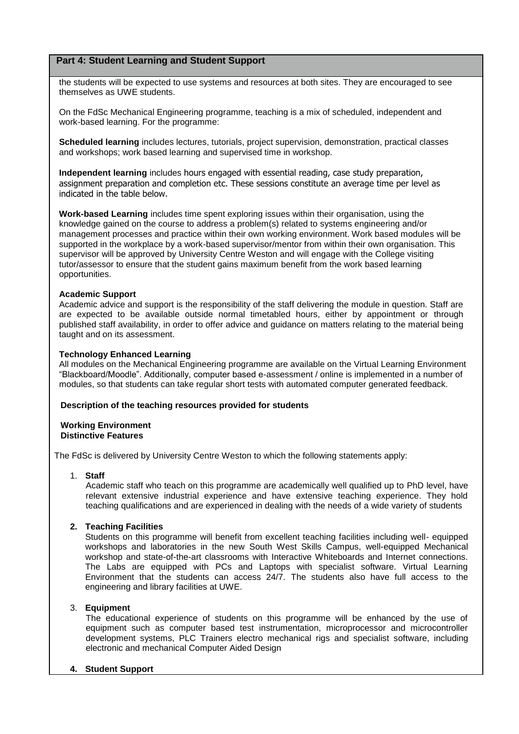## Part 4: Student Learning and Student Support

the students will be expected to use systems and resources at both sites. They are encouraged to see themselves as UWE students.

On the FdSc Mechanical Engineering programme, teaching is a mix of scheduled, independent and work-based learning. For the programme:

**Scheduled learning** includes lectures, tutorials, project supervision, demonstration, practical classes and workshops; work based learning and supervised time in workshop.

**Independent learning** includes hours engaged with essential reading, case study preparation, assignment preparation and completion etc. These sessions constitute an average time per level as indicated in the table below.

**Work-based Learning** includes time spent exploring issues within their organisation, using the knowledge gained on the course to address a problem(s) related to systems engineering and/or management processes and practice within their own working environment. Work based modules will be supported in the workplace by a work-based supervisor/mentor from within their own organisation. This supervisor will be approved by University Centre Weston and will engage with the College visiting tutor/assessor to ensure that the student gains maximum benefit from the work based learning opportunities.

**Academic Support**
Academic advice and support is the responsibility of the staff delivering the module in question. Staff are are expected to be available outside normal timetabled hours, either by appointment or through published staff availability, in order to offer advice and guidance on matters relating to the material being taught and on its assessment.

**Technology Enhanced Learning**
All modules on the Mechanical Engineering programme are available on the Virtual Learning Environment "Blackboard/Moodle". Additionally, computer based e-assessment / online is implemented in a number of modules, so that students can take regular short tests with automated computer generated feedback.

**Description of the teaching resources provided for students**

**Working Environment**
**Distinctive Features**

The FdSc is delivered by University Centre Weston to which the following statements apply:

1. **Staff**
   Academic staff who teach on this programme are academically well qualified up to PhD level, have relevant extensive industrial experience and have extensive teaching experience. They hold teaching qualifications and are experienced in dealing with the needs of a wide variety of students

2. **Teaching Facilities**
   Students on this programme will benefit from excellent teaching facilities including well- equipped workshops and laboratories in the new South West Skills Campus, well-equipped Mechanical workshop and state-of-the-art classrooms with Interactive Whiteboards and Internet connections. The Labs are equipped with PCs and Laptops with specialist software. Virtual Learning Environment that the students can access 24/7. The students also have full access to the engineering and library facilities at UWE.

3. **Equipment**
   The educational experience of students on this programme will be enhanced by the use of equipment such as computer based test instrumentation, microprocessor and microcontroller development systems, PLC Trainers electro mechanical rigs and specialist software, including electronic and mechanical Computer Aided Design

4. **Student Support**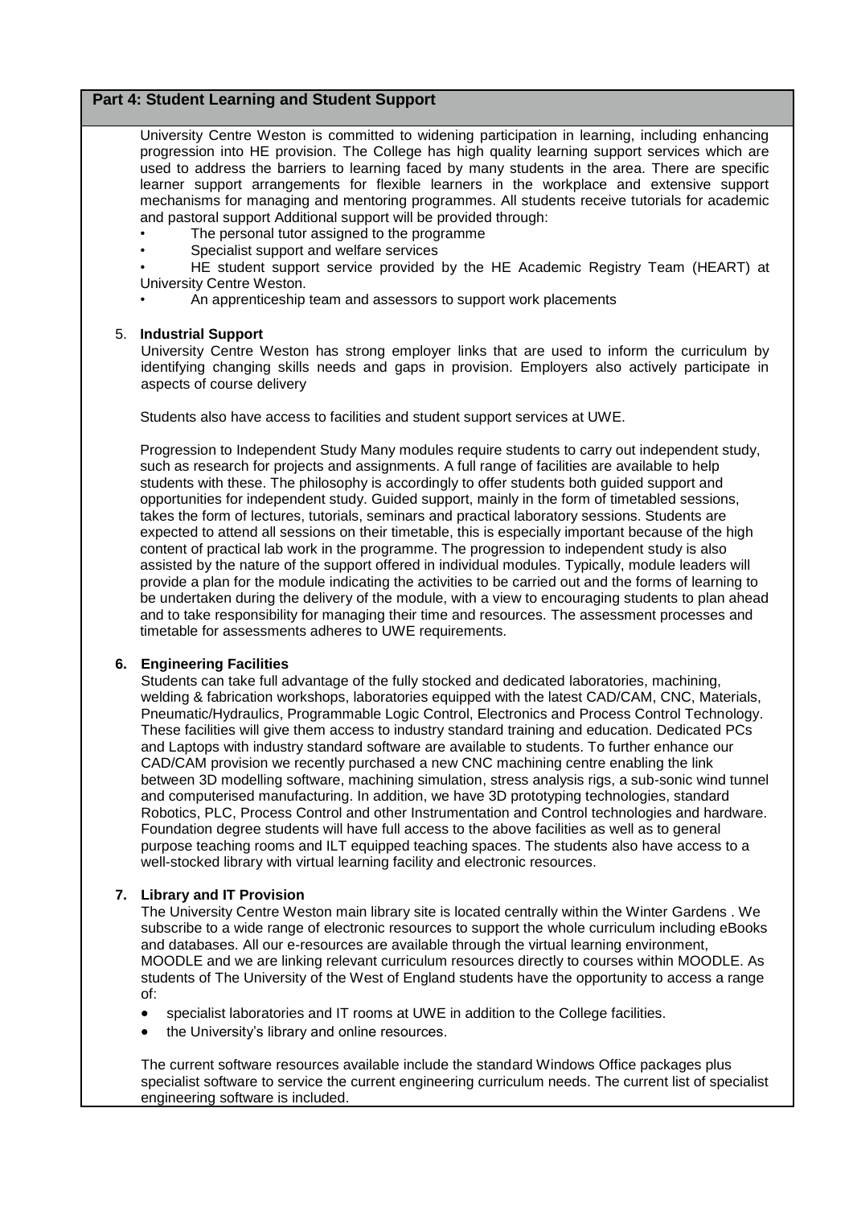## Part 4: Student Learning and Student Support

University Centre Weston is committed to widening participation in learning, including enhancing progression into HE provision. The College has high quality learning support services which are used to address the barriers to learning faced by many students in the area. There are specific learner support arrangements for flexible learners in the workplace and extensive support mechanisms for managing and mentoring programmes. All students receive tutorials for academic and pastoral support Additional support will be provided through:

- The personal tutor assigned to the programme
- Specialist support and welfare services
- HE student support service provided by the HE Academic Registry Team (HEART) at University Centre Weston.
- An apprenticeship team and assessors to support work placements

5. **Industrial Support**

University Centre Weston has strong employer links that are used to inform the curriculum by identifying changing skills needs and gaps in provision. Employers also actively participate in aspects of course delivery

Students also have access to facilities and student support services at UWE.

Progression to Independent Study Many modules require students to carry out independent study, such as research for projects and assignments. A full range of facilities are available to help students with these. The philosophy is accordingly to offer students both guided support and opportunities for independent study. Guided support, mainly in the form of timetabled sessions, takes the form of lectures, tutorials, seminars and practical laboratory sessions. Students are expected to attend all sessions on their timetable, this is especially important because of the high content of practical lab work in the programme. The progression to independent study is also assisted by the nature of the support offered in individual modules. Typically, module leaders will provide a plan for the module indicating the activities to be carried out and the forms of learning to be undertaken during the delivery of the module, with a view to encouraging students to plan ahead and to take responsibility for managing their time and resources. The assessment processes and timetable for assessments adheres to UWE requirements.

6. **Engineering Facilities**

Students can take full advantage of the fully stocked and dedicated laboratories, machining, welding & fabrication workshops, laboratories equipped with the latest CAD/CAM, CNC, Materials, Pneumatic/Hydraulics, Programmable Logic Control, Electronics and Process Control Technology. These facilities will give them access to industry standard training and education. Dedicated PCs and Laptops with industry standard software are available to students. To further enhance our CAD/CAM provision we recently purchased a new CNC machining centre enabling the link between 3D modelling software, machining simulation, stress analysis rigs, a sub-sonic wind tunnel and computerised manufacturing. In addition, we have 3D prototyping technologies, standard Robotics, PLC, Process Control and other Instrumentation and Control technologies and hardware. Foundation degree students will have full access to the above facilities as well as to general purpose teaching rooms and ILT equipped teaching spaces. The students also have access to a well-stocked library with virtual learning facility and electronic resources.

7. **Library and IT Provision**

The University Centre Weston main library site is located centrally within the Winter Gardens . We subscribe to a wide range of electronic resources to support the whole curriculum including eBooks and databases. All our e-resources are available through the virtual learning environment, MOODLE and we are linking relevant curriculum resources directly to courses within MOODLE. As students of The University of the West of England students have the opportunity to access a range of:

- specialist laboratories and IT rooms at UWE in addition to the College facilities.
- the University's library and online resources.

The current software resources available include the standard Windows Office packages plus specialist software to service the current engineering curriculum needs. The current list of specialist engineering software is included.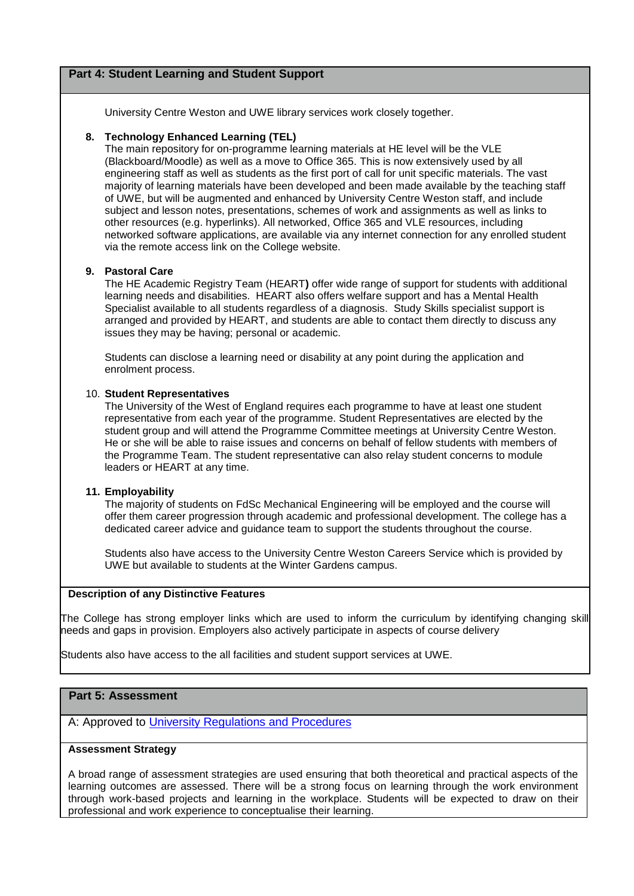## Part 4: Student Learning and Student Support

University Centre Weston and UWE library services work closely together.

**8. Technology Enhanced Learning (TEL)**

The main repository for on-programme learning materials at HE level will be the VLE (Blackboard/Moodle) as well as a move to Office 365. This is now extensively used by all engineering staff as well as students as the first port of call for unit specific materials. The vast majority of learning materials have been developed and been made available by the teaching staff of UWE, but will be augmented and enhanced by University Centre Weston staff, and include subject and lesson notes, presentations, schemes of work and assignments as well as links to other resources (e.g. hyperlinks). All networked, Office 365 and VLE resources, including networked software applications, are available via any internet connection for any enrolled student via the remote access link on the College website.

**9. Pastoral Care**

The HE Academic Registry Team (HEART**)** offer wide range of support for students with additional learning needs and disabilities. HEART also offers welfare support and has a Mental Health Specialist available to all students regardless of a diagnosis. Study Skills specialist support is arranged and provided by HEART, and students are able to contact them directly to discuss any issues they may be having; personal or academic.

Students can disclose a learning need or disability at any point during the application and enrolment process.

10. **Student Representatives**

The University of the West of England requires each programme to have at least one student representative from each year of the programme. Student Representatives are elected by the student group and will attend the Programme Committee meetings at University Centre Weston. He or she will be able to raise issues and concerns on behalf of fellow students with members of the Programme Team. The student representative can also relay student concerns to module leaders or HEART at any time.

**11. Employability**

The majority of students on FdSc Mechanical Engineering will be employed and the course will offer them career progression through academic and professional development. The college has a dedicated career advice and guidance team to support the students throughout the course.

Students also have access to the University Centre Weston Careers Service which is provided by UWE but available to students at the Winter Gardens campus.

**Description of any Distinctive Features**

The College has strong employer links which are used to inform the curriculum by identifying changing skill needs and gaps in provision. Employers also actively participate in aspects of course delivery

Students also have access to the all facilities and student support services at UWE.

## Part 5: Assessment

A: Approved to [University Regulations and Procedures]

**Assessment Strategy**

A broad range of assessment strategies are used ensuring that both theoretical and practical aspects of the learning outcomes are assessed. There will be a strong focus on learning through the work environment through work-based projects and learning in the workplace. Students will be expected to draw on their professional and work experience to conceptualise their learning.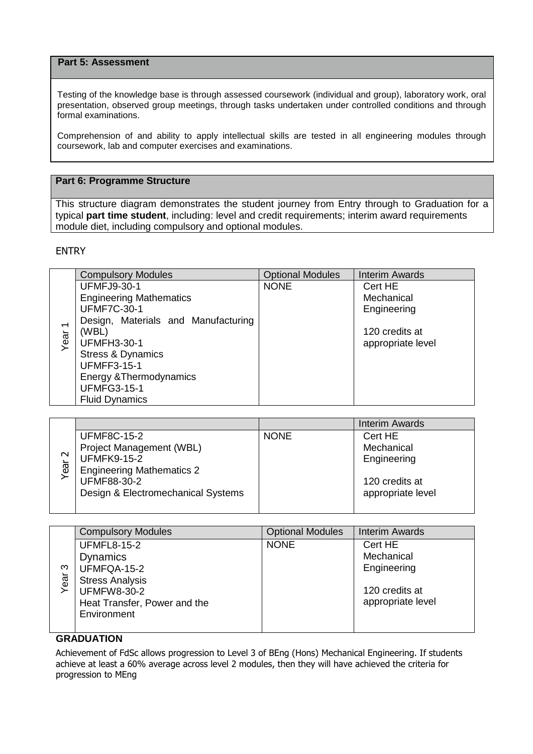## Part 5: Assessment

Testing of the knowledge base is through assessed coursework (individual and group), laboratory work, oral presentation, observed group meetings, through tasks undertaken under controlled conditions and through formal examinations.

Comprehension of and ability to apply intellectual skills are tested in all engineering modules through coursework, lab and computer exercises and examinations.

## Part 6: Programme Structure

This structure diagram demonstrates the student journey from Entry through to Graduation for a typical **part time student**, including: level and credit requirements; interim award requirements module diet, including compulsory and optional modules.

ENTRY

| | Compulsory Modules | Optional Modules | Interim Awards |
|---|---|---|---|
| Year 1 | UFMFJ9-30-1<br>Engineering Mathematics<br>UFMF7C-30-1<br>Design, Materials and Manufacturing (WBL)<br>UFMFH3-30-1<br>Stress & Dynamics<br>UFMFF3-15-1<br>Energy &Thermodynamics<br>UFMFG3-15-1<br>Fluid Dynamics | NONE | Cert HE<br>Mechanical<br>Engineering<br><br>120 credits at appropriate level |

| | | | Interim Awards |
|---|---|---|---|
| Year 2 | UFMF8C-15-2<br>Project Management (WBL)<br>UFMFK9-15-2<br>Engineering Mathematics 2<br>UFMF88-30-2<br>Design & Electromechanical Systems | NONE | Cert HE<br>Mechanical<br>Engineering<br><br>120 credits at appropriate level |

| | Compulsory Modules | Optional Modules | Interim Awards |
|---|---|---|---|
| Year 3 | UFMFL8-15-2<br>Dynamics<br>UFMFQA-15-2<br>Stress Analysis<br>UFMFW8-30-2<br>Heat Transfer, Power and the Environment | NONE | Cert HE<br>Mechanical<br>Engineering<br><br>120 credits at appropriate level |

**GRADUATION**

Achievement of FdSc allows progression to Level 3 of BEng (Hons) Mechanical Engineering. If students achieve at least a 60% average across level 2 modules, then they will have achieved the criteria for progression to MEng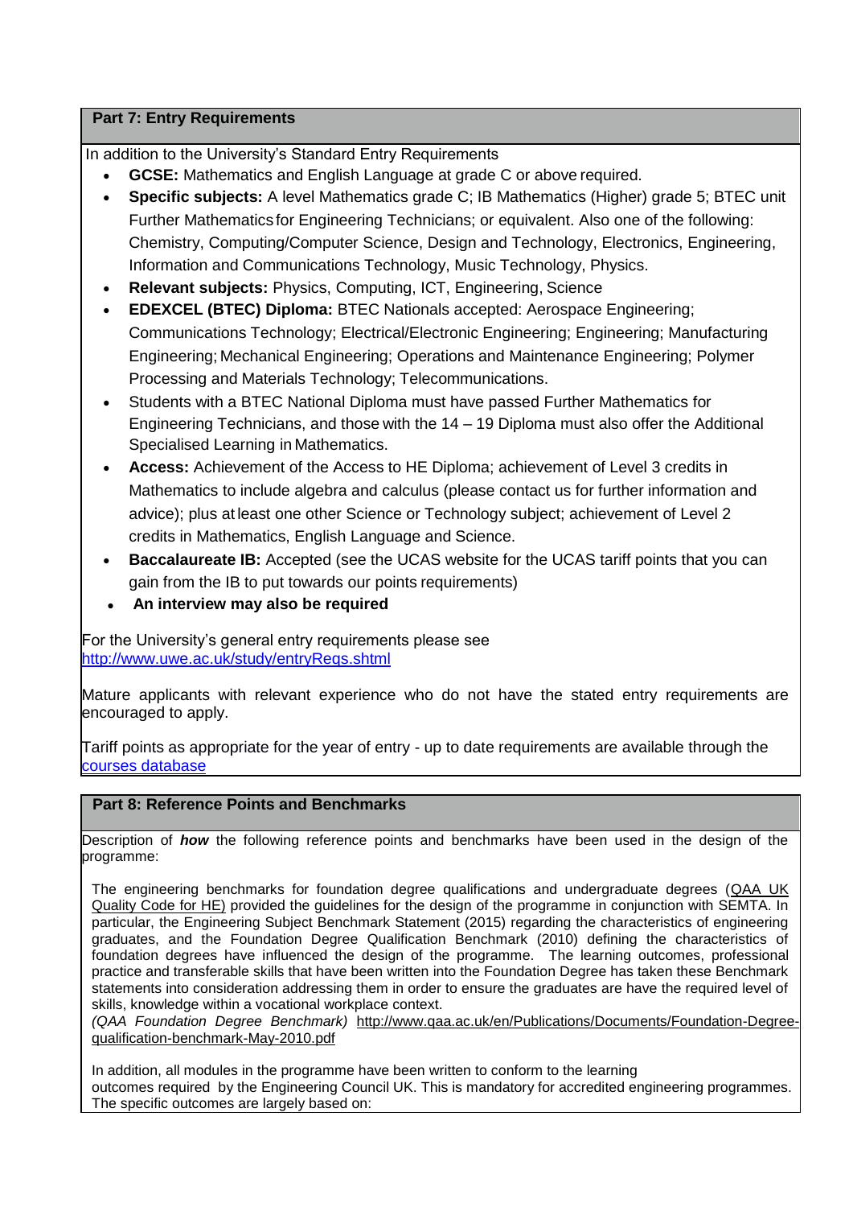## Part 7: Entry Requirements

In addition to the University's Standard Entry Requirements

- **GCSE:** Mathematics and English Language at grade C or above required.
- **Specific subjects:** A level Mathematics grade C; IB Mathematics (Higher) grade 5; BTEC unit Further Mathematics for Engineering Technicians; or equivalent. Also one of the following: Chemistry, Computing/Computer Science, Design and Technology, Electronics, Engineering, Information and Communications Technology, Music Technology, Physics.
- **Relevant subjects:** Physics, Computing, ICT, Engineering, Science
- **EDEXCEL (BTEC) Diploma:** BTEC Nationals accepted: Aerospace Engineering; Communications Technology; Electrical/Electronic Engineering; Engineering; Manufacturing Engineering; Mechanical Engineering; Operations and Maintenance Engineering; Polymer Processing and Materials Technology; Telecommunications.
- Students with a BTEC National Diploma must have passed Further Mathematics for Engineering Technicians, and those with the 14 – 19 Diploma must also offer the Additional Specialised Learning in Mathematics.
- **Access:** Achievement of the Access to HE Diploma; achievement of Level 3 credits in Mathematics to include algebra and calculus (please contact us for further information and advice); plus at least one other Science or Technology subject; achievement of Level 2 credits in Mathematics, English Language and Science.
- **Baccalaureate IB:** Accepted (see the UCAS website for the UCAS tariff points that you can gain from the IB to put towards our points requirements)
- **An interview may also be required**

For the University's general entry requirements please see
[http://www.uwe.ac.uk/study/entryReqs.shtml](http://www.uwe.ac.uk/study/entryReqs.shtml)

Mature applicants with relevant experience who do not have the stated entry requirements are encouraged to apply.

Tariff points as appropriate for the year of entry - up to date requirements are available through the [courses database]()

## Part 8: Reference Points and Benchmarks

Description of ***how*** the following reference points and benchmarks have been used in the design of the programme:

The engineering benchmarks for foundation degree qualifications and undergraduate degrees (QAA UK Quality Code for HE) provided the guidelines for the design of the programme in conjunction with SEMTA. In particular, the Engineering Subject Benchmark Statement (2015) regarding the characteristics of engineering graduates, and the Foundation Degree Qualification Benchmark (2010) defining the characteristics of foundation degrees have influenced the design of the programme. The learning outcomes, professional practice and transferable skills that have been written into the Foundation Degree has taken these Benchmark statements into consideration addressing them in order to ensure the graduates are have the required level of skills, knowledge within a vocational workplace context.
*(QAA Foundation Degree Benchmark)* [http://www.qaa.ac.uk/en/Publications/Documents/Foundation-Degree-qualification-benchmark-May-2010.pdf](http://www.qaa.ac.uk/en/Publications/Documents/Foundation-Degree-qualification-benchmark-May-2010.pdf)

In addition, all modules in the programme have been written to conform to the learning outcomes required by the Engineering Council UK. This is mandatory for accredited engineering programmes. The specific outcomes are largely based on: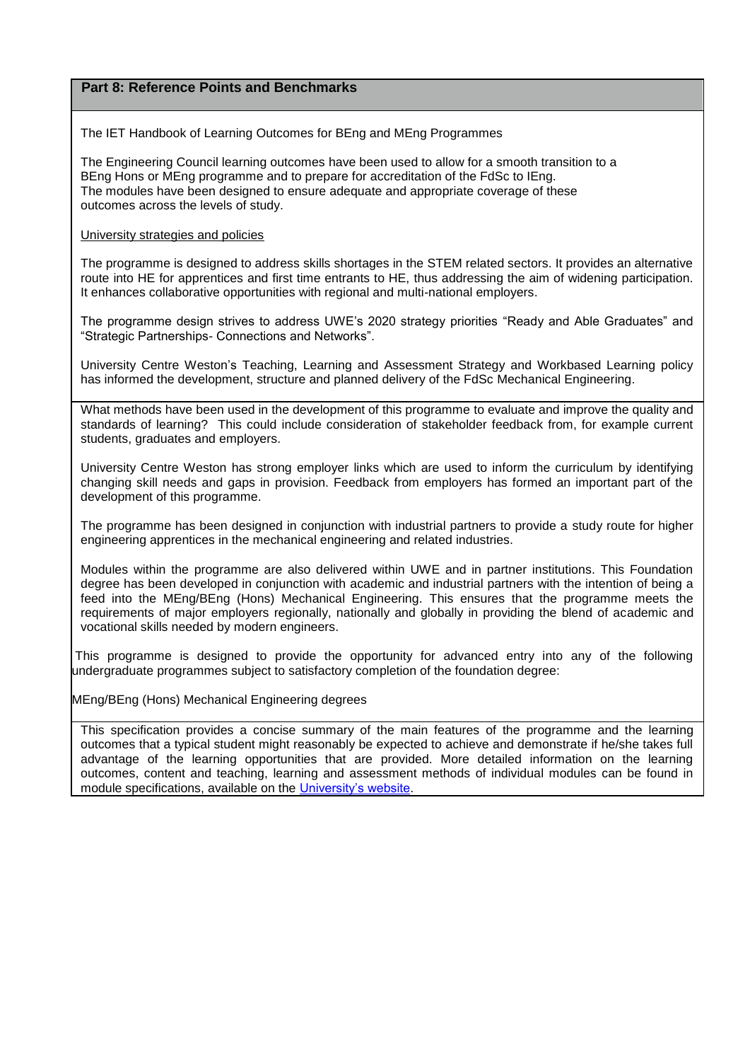## Part 8: Reference Points and Benchmarks

The IET Handbook of Learning Outcomes for BEng and MEng Programmes

The Engineering Council learning outcomes have been used to allow for a smooth transition to a BEng Hons or MEng programme and to prepare for accreditation of the FdSc to IEng.
The modules have been designed to ensure adequate and appropriate coverage of these outcomes across the levels of study.

University strategies and policies

The programme is designed to address skills shortages in the STEM related sectors. It provides an alternative route into HE for apprentices and first time entrants to HE, thus addressing the aim of widening participation. It enhances collaborative opportunities with regional and multi-national employers.

The programme design strives to address UWE's 2020 strategy priorities "Ready and Able Graduates" and "Strategic Partnerships- Connections and Networks".

University Centre Weston's Teaching, Learning and Assessment Strategy and Workbased Learning policy has informed the development, structure and planned delivery of the FdSc Mechanical Engineering.

What methods have been used in the development of this programme to evaluate and improve the quality and standards of learning? This could include consideration of stakeholder feedback from, for example current students, graduates and employers.

University Centre Weston has strong employer links which are used to inform the curriculum by identifying changing skill needs and gaps in provision. Feedback from employers has formed an important part of the development of this programme.

The programme has been designed in conjunction with industrial partners to provide a study route for higher engineering apprentices in the mechanical engineering and related industries.

Modules within the programme are also delivered within UWE and in partner institutions. This Foundation degree has been developed in conjunction with academic and industrial partners with the intention of being a feed into the MEng/BEng (Hons) Mechanical Engineering. This ensures that the programme meets the requirements of major employers regionally, nationally and globally in providing the blend of academic and vocational skills needed by modern engineers.

This programme is designed to provide the opportunity for advanced entry into any of the following undergraduate programmes subject to satisfactory completion of the foundation degree:

MEng/BEng (Hons) Mechanical Engineering degrees

This specification provides a concise summary of the main features of the programme and the learning outcomes that a typical student might reasonably be expected to achieve and demonstrate if he/she takes full advantage of the learning opportunities that are provided. More detailed information on the learning outcomes, content and teaching, learning and assessment methods of individual modules can be found in module specifications, available on the University's website.